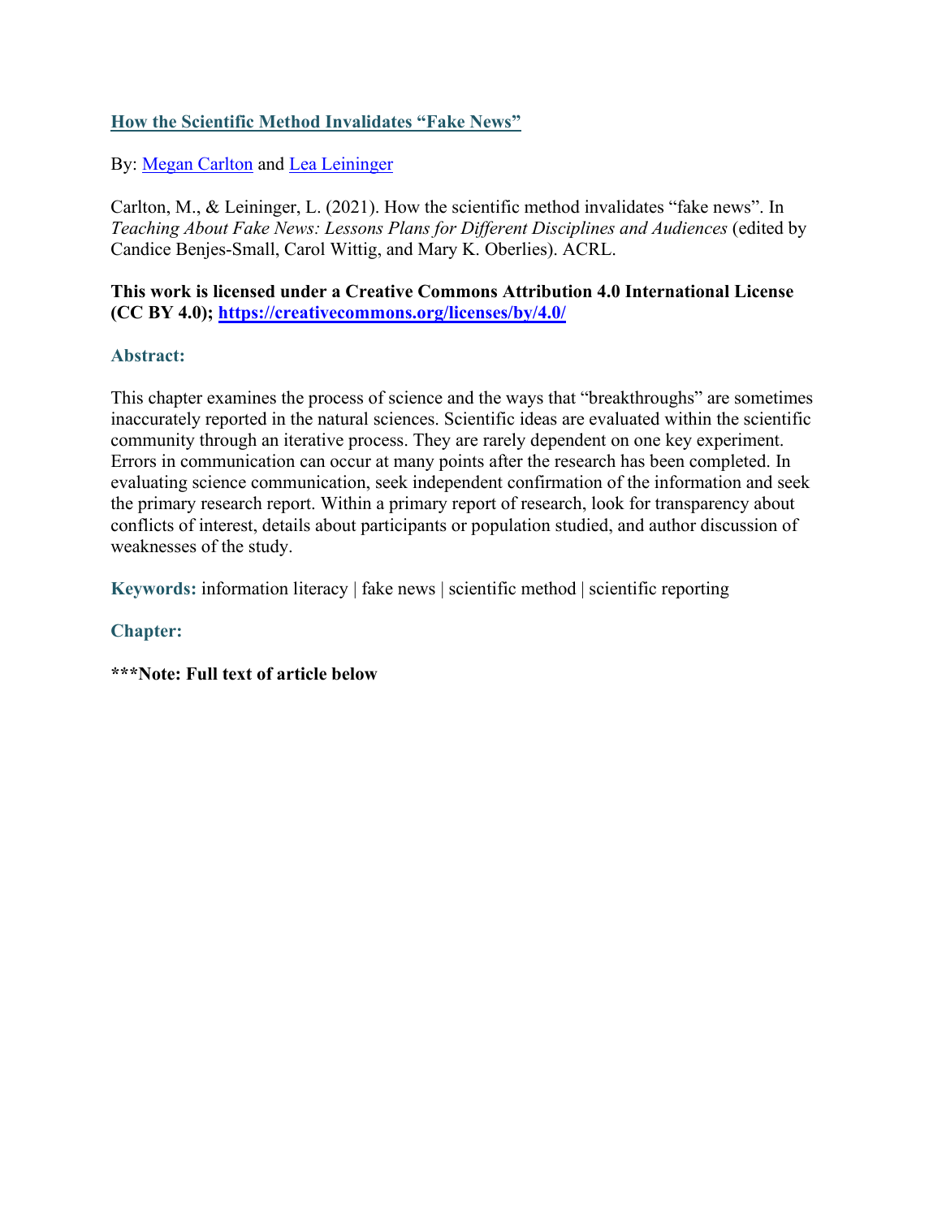# How the Scientific Method Invalidates "Fake News"

By: Megan Carlton and Lea Leininger

Carlton, M., & Leininger, L. (2021). How the scientific method invalidates "fake news". In *Teaching About Fake News: Lessons Plans for Different Disciplines and Audiences* (edited by Candice Benjes-Small, Carol Wittig, and Mary K. Oberlies). ACRL.

**This work is licensed under a Creative Commons Attribution 4.0 International License (CC BY 4.0); https://creativecommons.org/licenses/by/4.0/**

## Abstract:

This chapter examines the process of science and the ways that "breakthroughs" are sometimes inaccurately reported in the natural sciences. Scientific ideas are evaluated within the scientific community through an iterative process. They are rarely dependent on one key experiment. Errors in communication can occur at many points after the research has been completed. In evaluating science communication, seek independent confirmation of the information and seek the primary research report. Within a primary report of research, look for transparency about conflicts of interest, details about participants or population studied, and author discussion of weaknesses of the study.

**Keywords:** information literacy | fake news | scientific method | scientific reporting

## Chapter:

**\*\*\*Note: Full text of article below**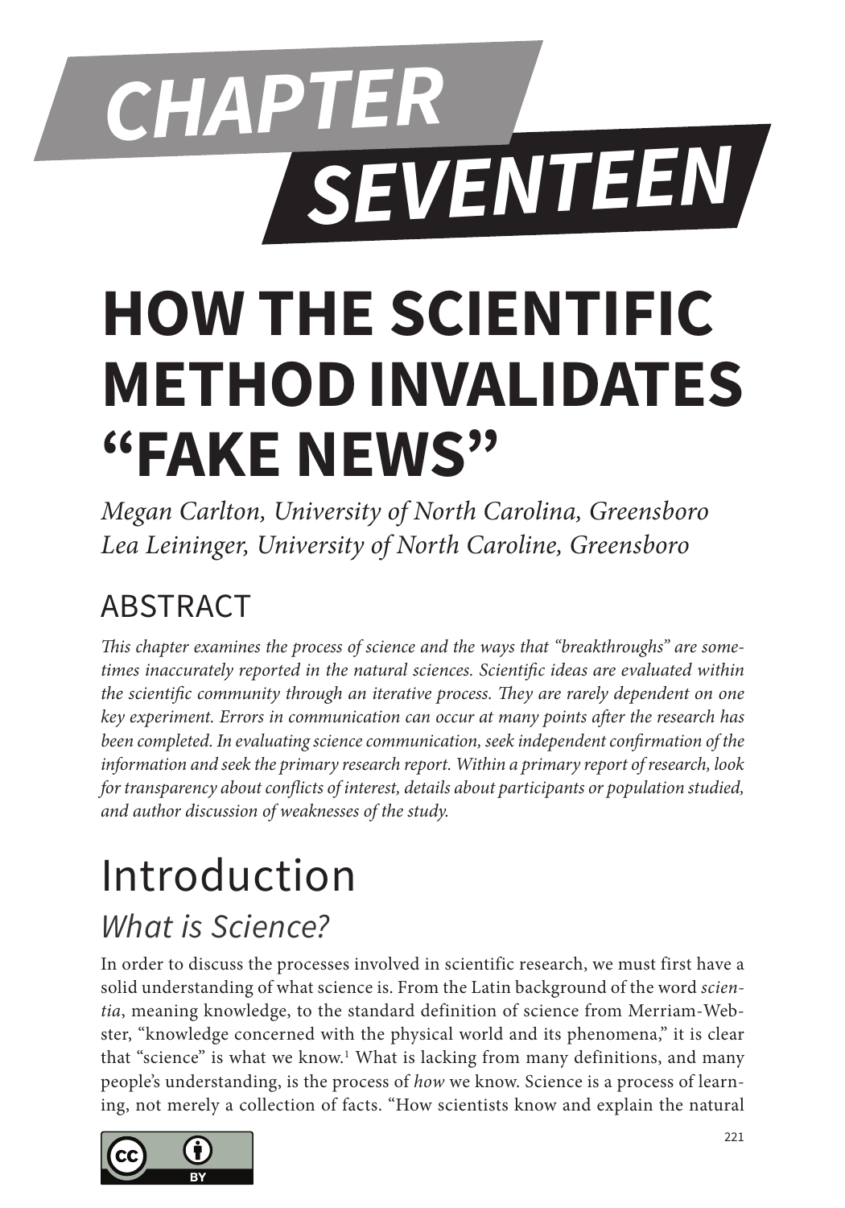# CHAPTER SEVENTEEN

# HOW THE SCIENTIFIC METHOD INVALIDATES "FAKE NEWS"

*Megan Carlton, University of North Carolina, Greensboro*
*Lea Leininger, University of North Caroline, Greensboro*

## ABSTRACT

*This chapter examines the process of science and the ways that "breakthroughs" are sometimes inaccurately reported in the natural sciences. Scientific ideas are evaluated within the scientific community through an iterative process. They are rarely dependent on one key experiment. Errors in communication can occur at many points after the research has been completed. In evaluating science communication, seek independent confirmation of the information and seek the primary research report. Within a primary report of research, look for transparency about conflicts of interest, details about participants or population studied, and author discussion of weaknesses of the study.*

## Introduction

### What is Science?

In order to discuss the processes involved in scientific research, we must first have a solid understanding of what science is. From the Latin background of the word *scientia*, meaning knowledge, to the standard definition of science from Merriam-Webster, "knowledge concerned with the physical world and its phenomena," it is clear that "science" is what we know.[1] What is lacking from many definitions, and many people's understanding, is the process of *how* we know. Science is a process of learning, not merely a collection of facts. "How scientists know and explain the natural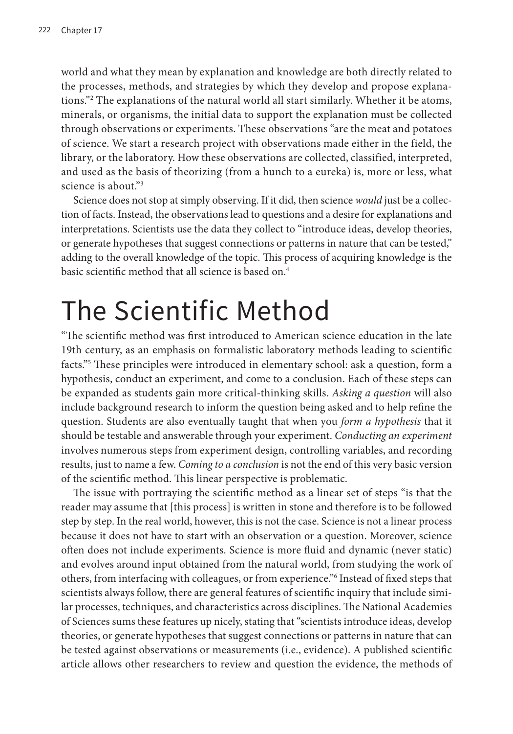world and what they mean by explanation and knowledge are both directly related to the processes, methods, and strategies by which they develop and propose explanations."[2] The explanations of the natural world all start similarly. Whether it be atoms, minerals, or organisms, the initial data to support the explanation must be collected through observations or experiments. These observations "are the meat and potatoes of science. We start a research project with observations made either in the field, the library, or the laboratory. How these observations are collected, classified, interpreted, and used as the basis of theorizing (from a hunch to a eureka) is, more or less, what science is about."[3]

Science does not stop at simply observing. If it did, then science *would* just be a collection of facts. Instead, the observations lead to questions and a desire for explanations and interpretations. Scientists use the data they collect to "introduce ideas, develop theories, or generate hypotheses that suggest connections or patterns in nature that can be tested," adding to the overall knowledge of the topic. This process of acquiring knowledge is the basic scientific method that all science is based on.[4]

# The Scientific Method

"The scientific method was first introduced to American science education in the late 19th century, as an emphasis on formalistic laboratory methods leading to scientific facts."[5] These principles were introduced in elementary school: ask a question, form a hypothesis, conduct an experiment, and come to a conclusion. Each of these steps can be expanded as students gain more critical-thinking skills. *Asking a question* will also include background research to inform the question being asked and to help refine the question. Students are also eventually taught that when you *form a hypothesis* that it should be testable and answerable through your experiment. *Conducting an experiment* involves numerous steps from experiment design, controlling variables, and recording results, just to name a few. *Coming to a conclusion* is not the end of this very basic version of the scientific method. This linear perspective is problematic.

The issue with portraying the scientific method as a linear set of steps "is that the reader may assume that [this process] is written in stone and therefore is to be followed step by step. In the real world, however, this is not the case. Science is not a linear process because it does not have to start with an observation or a question. Moreover, science often does not include experiments. Science is more fluid and dynamic (never static) and evolves around input obtained from the natural world, from studying the work of others, from interfacing with colleagues, or from experience."[6] Instead of fixed steps that scientists always follow, there are general features of scientific inquiry that include similar processes, techniques, and characteristics across disciplines. The National Academies of Sciences sums these features up nicely, stating that "scientists introduce ideas, develop theories, or generate hypotheses that suggest connections or patterns in nature that can be tested against observations or measurements (i.e., evidence). A published scientific article allows other researchers to review and question the evidence, the methods of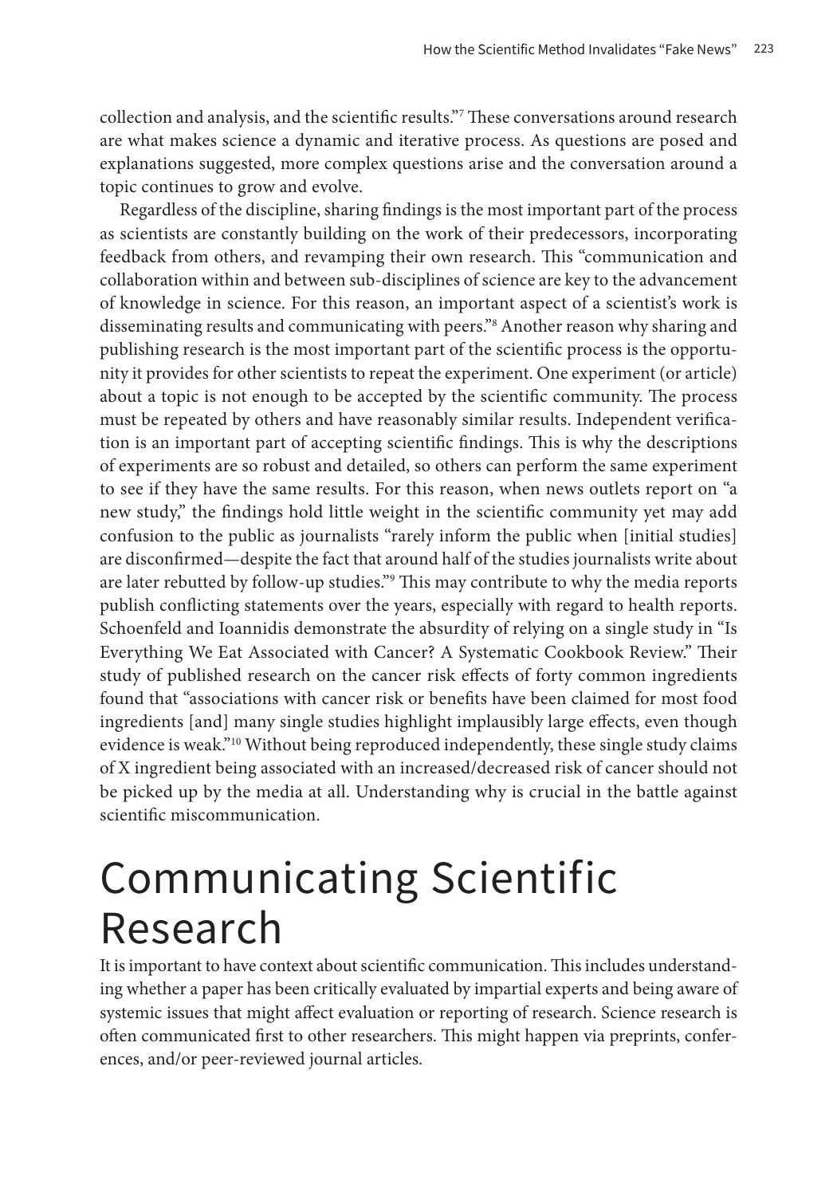collection and analysis, and the scientific results."[7] These conversations around research are what makes science a dynamic and iterative process. As questions are posed and explanations suggested, more complex questions arise and the conversation around a topic continues to grow and evolve.

Regardless of the discipline, sharing findings is the most important part of the process as scientists are constantly building on the work of their predecessors, incorporating feedback from others, and revamping their own research. This "communication and collaboration within and between sub-disciplines of science are key to the advancement of knowledge in science. For this reason, an important aspect of a scientist's work is disseminating results and communicating with peers."[8] Another reason why sharing and publishing research is the most important part of the scientific process is the opportunity it provides for other scientists to repeat the experiment. One experiment (or article) about a topic is not enough to be accepted by the scientific community. The process must be repeated by others and have reasonably similar results. Independent verification is an important part of accepting scientific findings. This is why the descriptions of experiments are so robust and detailed, so others can perform the same experiment to see if they have the same results. For this reason, when news outlets report on "a new study," the findings hold little weight in the scientific community yet may add confusion to the public as journalists "rarely inform the public when [initial studies] are disconfirmed—despite the fact that around half of the studies journalists write about are later rebutted by follow-up studies."[9] This may contribute to why the media reports publish conflicting statements over the years, especially with regard to health reports. Schoenfeld and Ioannidis demonstrate the absurdity of relying on a single study in "Is Everything We Eat Associated with Cancer? A Systematic Cookbook Review." Their study of published research on the cancer risk effects of forty common ingredients found that "associations with cancer risk or benefits have been claimed for most food ingredients [and] many single studies highlight implausibly large effects, even though evidence is weak."[10] Without being reproduced independently, these single study claims of X ingredient being associated with an increased/decreased risk of cancer should not be picked up by the media at all. Understanding why is crucial in the battle against scientific miscommunication.

# Communicating Scientific Research

It is important to have context about scientific communication. This includes understanding whether a paper has been critically evaluated by impartial experts and being aware of systemic issues that might affect evaluation or reporting of research. Science research is often communicated first to other researchers. This might happen via preprints, conferences, and/or peer-reviewed journal articles.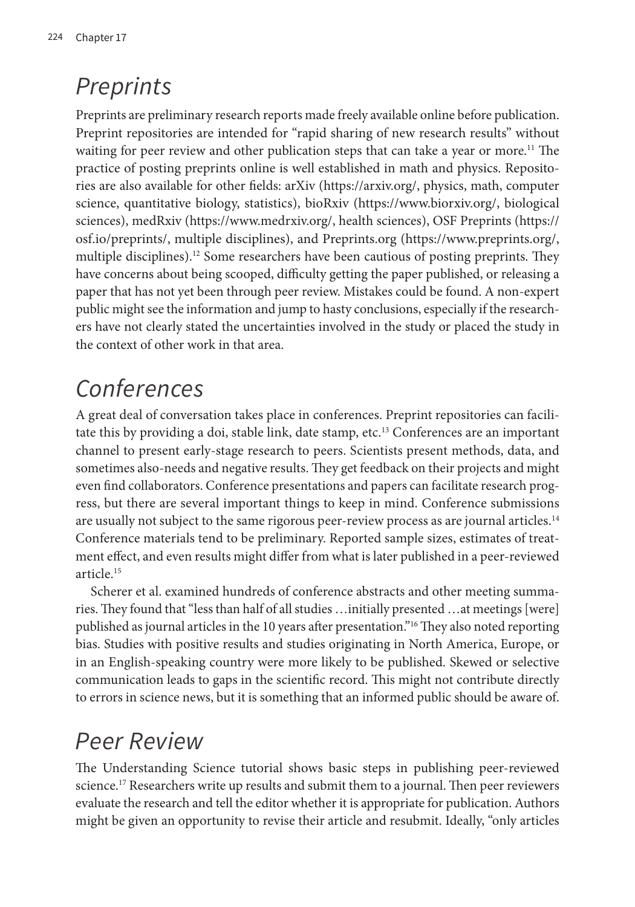## Preprints

Preprints are preliminary research reports made freely available online before publication. Preprint repositories are intended for "rapid sharing of new research results" without waiting for peer review and other publication steps that can take a year or more.[11] The practice of posting preprints online is well established in math and physics. Repositories are also available for other fields: arXiv (https://arxiv.org/, physics, math, computer science, quantitative biology, statistics), bioRxiv (https://www.biorxiv.org/, biological sciences), medRxiv (https://www.medrxiv.org/, health sciences), OSF Preprints (https://osf.io/preprints/, multiple disciplines), and Preprints.org (https://www.preprints.org/, multiple disciplines).[12] Some researchers have been cautious of posting preprints. They have concerns about being scooped, difficulty getting the paper published, or releasing a paper that has not yet been through peer review. Mistakes could be found. A non-expert public might see the information and jump to hasty conclusions, especially if the researchers have not clearly stated the uncertainties involved in the study or placed the study in the context of other work in that area.

## Conferences

A great deal of conversation takes place in conferences. Preprint repositories can facilitate this by providing a doi, stable link, date stamp, etc.[13] Conferences are an important channel to present early-stage research to peers. Scientists present methods, data, and sometimes also-needs and negative results. They get feedback on their projects and might even find collaborators. Conference presentations and papers can facilitate research progress, but there are several important things to keep in mind. Conference submissions are usually not subject to the same rigorous peer-review process as are journal articles.[14] Conference materials tend to be preliminary. Reported sample sizes, estimates of treatment effect, and even results might differ from what is later published in a peer-reviewed article.[15]

Scherer et al. examined hundreds of conference abstracts and other meeting summaries. They found that "less than half of all studies …initially presented …at meetings [were] published as journal articles in the 10 years after presentation."[16] They also noted reporting bias. Studies with positive results and studies originating in North America, Europe, or in an English-speaking country were more likely to be published. Skewed or selective communication leads to gaps in the scientific record. This might not contribute directly to errors in science news, but it is something that an informed public should be aware of.

## Peer Review

The Understanding Science tutorial shows basic steps in publishing peer-reviewed science.[17] Researchers write up results and submit them to a journal. Then peer reviewers evaluate the research and tell the editor whether it is appropriate for publication. Authors might be given an opportunity to revise their article and resubmit. Ideally, "only articles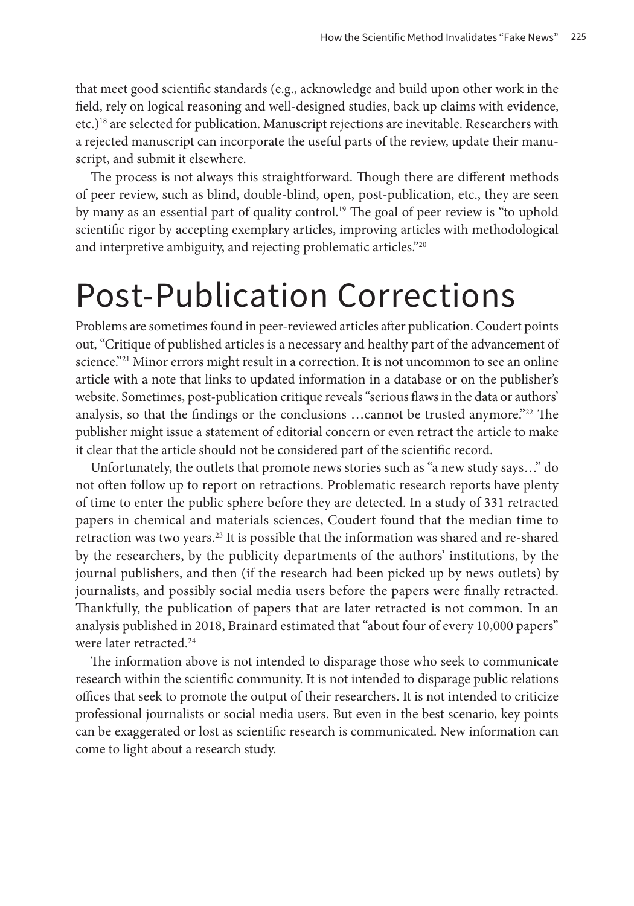that meet good scientific standards (e.g., acknowledge and build upon other work in the field, rely on logical reasoning and well-designed studies, back up claims with evidence, etc.)[18] are selected for publication. Manuscript rejections are inevitable. Researchers with a rejected manuscript can incorporate the useful parts of the review, update their manuscript, and submit it elsewhere.

The process is not always this straightforward. Though there are different methods of peer review, such as blind, double-blind, open, post-publication, etc., they are seen by many as an essential part of quality control.[19] The goal of peer review is "to uphold scientific rigor by accepting exemplary articles, improving articles with methodological and interpretive ambiguity, and rejecting problematic articles."[20]

# Post-Publication Corrections

Problems are sometimes found in peer-reviewed articles after publication. Coudert points out, "Critique of published articles is a necessary and healthy part of the advancement of science."[21] Minor errors might result in a correction. It is not uncommon to see an online article with a note that links to updated information in a database or on the publisher's website. Sometimes, post-publication critique reveals "serious flaws in the data or authors' analysis, so that the findings or the conclusions …cannot be trusted anymore."[22] The publisher might issue a statement of editorial concern or even retract the article to make it clear that the article should not be considered part of the scientific record.

Unfortunately, the outlets that promote news stories such as "a new study says…" do not often follow up to report on retractions. Problematic research reports have plenty of time to enter the public sphere before they are detected. In a study of 331 retracted papers in chemical and materials sciences, Coudert found that the median time to retraction was two years.[23] It is possible that the information was shared and re-shared by the researchers, by the publicity departments of the authors' institutions, by the journal publishers, and then (if the research had been picked up by news outlets) by journalists, and possibly social media users before the papers were finally retracted. Thankfully, the publication of papers that are later retracted is not common. In an analysis published in 2018, Brainard estimated that "about four of every 10,000 papers" were later retracted.[24]

The information above is not intended to disparage those who seek to communicate research within the scientific community. It is not intended to disparage public relations offices that seek to promote the output of their researchers. It is not intended to criticize professional journalists or social media users. But even in the best scenario, key points can be exaggerated or lost as scientific research is communicated. New information can come to light about a research study.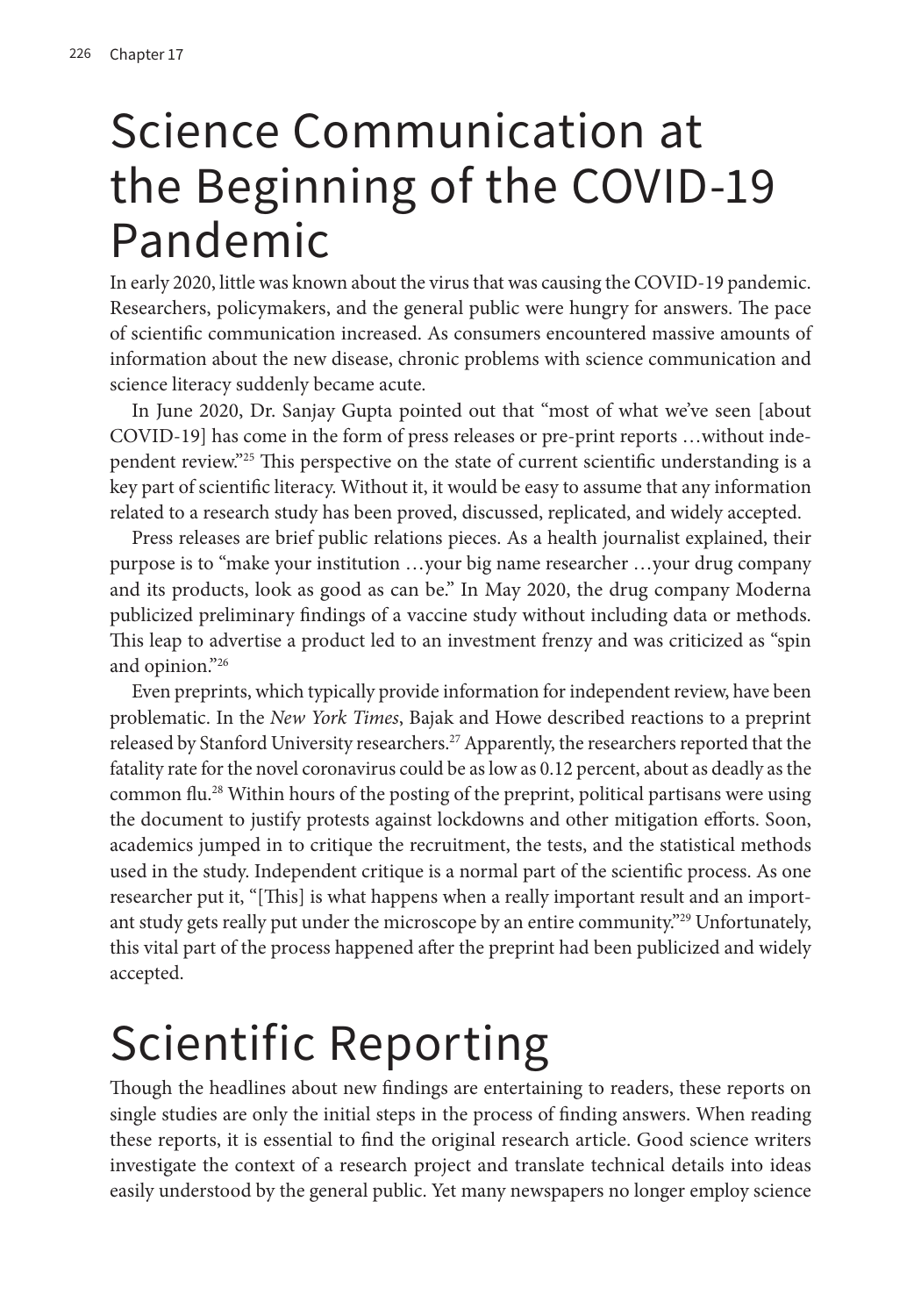# Science Communication at the Beginning of the COVID-19 Pandemic

In early 2020, little was known about the virus that was causing the COVID-19 pandemic. Researchers, policymakers, and the general public were hungry for answers. The pace of scientific communication increased. As consumers encountered massive amounts of information about the new disease, chronic problems with science communication and science literacy suddenly became acute.

In June 2020, Dr. Sanjay Gupta pointed out that "most of what we've seen [about COVID-19] has come in the form of press releases or pre-print reports …without independent review."[25] This perspective on the state of current scientific understanding is a key part of scientific literacy. Without it, it would be easy to assume that any information related to a research study has been proved, discussed, replicated, and widely accepted.

Press releases are brief public relations pieces. As a health journalist explained, their purpose is to "make your institution …your big name researcher …your drug company and its products, look as good as can be." In May 2020, the drug company Moderna publicized preliminary findings of a vaccine study without including data or methods. This leap to advertise a product led to an investment frenzy and was criticized as "spin and opinion."[26]

Even preprints, which typically provide information for independent review, have been problematic. In the *New York Times*, Bajak and Howe described reactions to a preprint released by Stanford University researchers.[27] Apparently, the researchers reported that the fatality rate for the novel coronavirus could be as low as 0.12 percent, about as deadly as the common flu.[28] Within hours of the posting of the preprint, political partisans were using the document to justify protests against lockdowns and other mitigation efforts. Soon, academics jumped in to critique the recruitment, the tests, and the statistical methods used in the study. Independent critique is a normal part of the scientific process. As one researcher put it, "[This] is what happens when a really important result and an important study gets really put under the microscope by an entire community."[29] Unfortunately, this vital part of the process happened after the preprint had been publicized and widely accepted.

# Scientific Reporting

Though the headlines about new findings are entertaining to readers, these reports on single studies are only the initial steps in the process of finding answers. When reading these reports, it is essential to find the original research article. Good science writers investigate the context of a research project and translate technical details into ideas easily understood by the general public. Yet many newspapers no longer employ science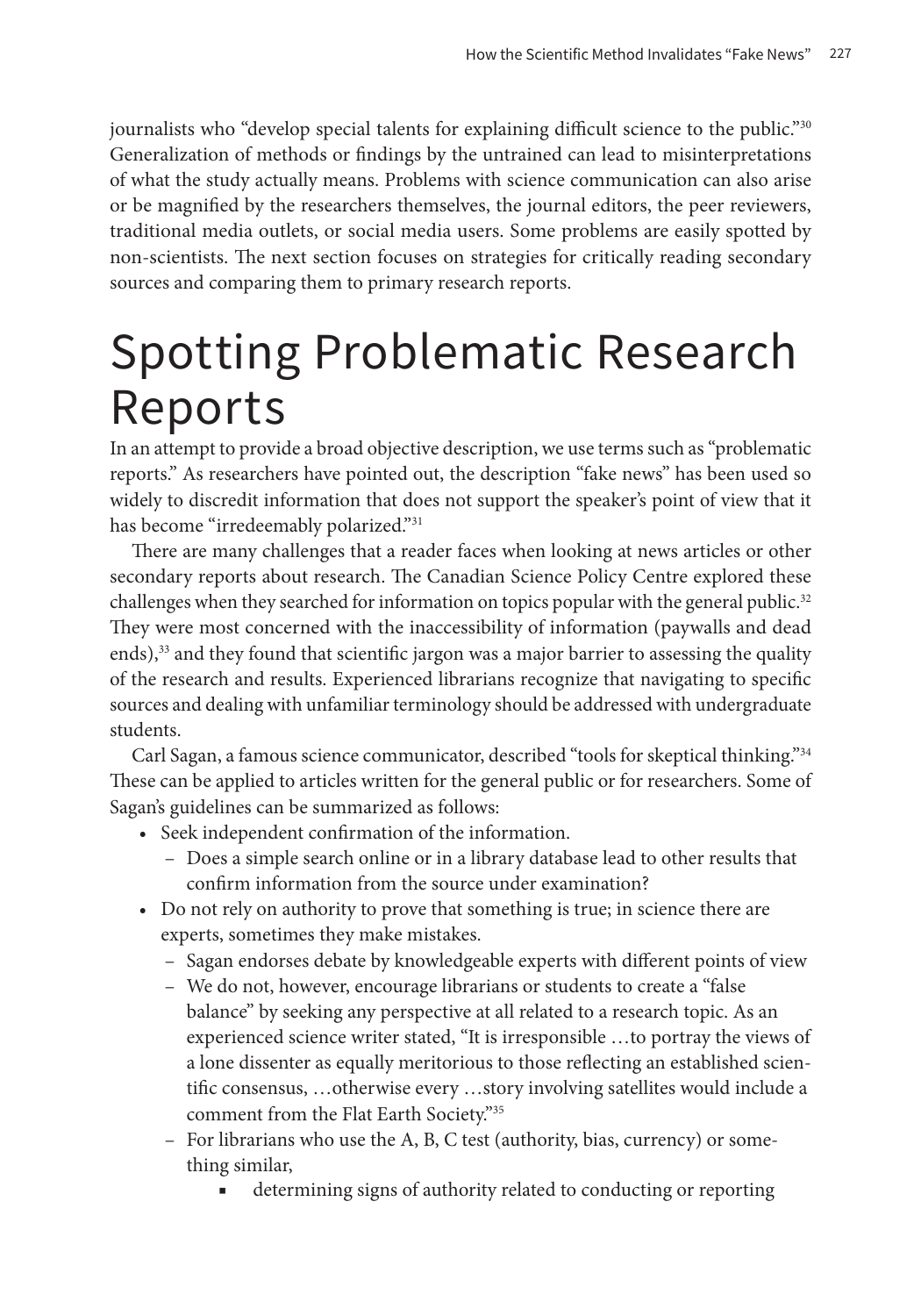journalists who "develop special talents for explaining difficult science to the public."[30] Generalization of methods or findings by the untrained can lead to misinterpretations of what the study actually means. Problems with science communication can also arise or be magnified by the researchers themselves, the journal editors, the peer reviewers, traditional media outlets, or social media users. Some problems are easily spotted by non-scientists. The next section focuses on strategies for critically reading secondary sources and comparing them to primary research reports.

# Spotting Problematic Research Reports

In an attempt to provide a broad objective description, we use terms such as "problematic reports." As researchers have pointed out, the description "fake news" has been used so widely to discredit information that does not support the speaker's point of view that it has become "irredeemably polarized."[31]

There are many challenges that a reader faces when looking at news articles or other secondary reports about research. The Canadian Science Policy Centre explored these challenges when they searched for information on topics popular with the general public.[32] They were most concerned with the inaccessibility of information (paywalls and dead ends),[33] and they found that scientific jargon was a major barrier to assessing the quality of the research and results. Experienced librarians recognize that navigating to specific sources and dealing with unfamiliar terminology should be addressed with undergraduate students.

Carl Sagan, a famous science communicator, described "tools for skeptical thinking."[34] These can be applied to articles written for the general public or for researchers. Some of Sagan's guidelines can be summarized as follows:

- Seek independent confirmation of the information.
  - Does a simple search online or in a library database lead to other results that confirm information from the source under examination?
- Do not rely on authority to prove that something is true; in science there are experts, sometimes they make mistakes.
  - Sagan endorses debate by knowledgeable experts with different points of view
  - We do not, however, encourage librarians or students to create a "false balance" by seeking any perspective at all related to a research topic. As an experienced science writer stated, "It is irresponsible …to portray the views of a lone dissenter as equally meritorious to those reflecting an established scientific consensus, …otherwise every …story involving satellites would include a comment from the Flat Earth Society."[35]
  - For librarians who use the A, B, C test (authority, bias, currency) or something similar,
    - determining signs of authority related to conducting or reporting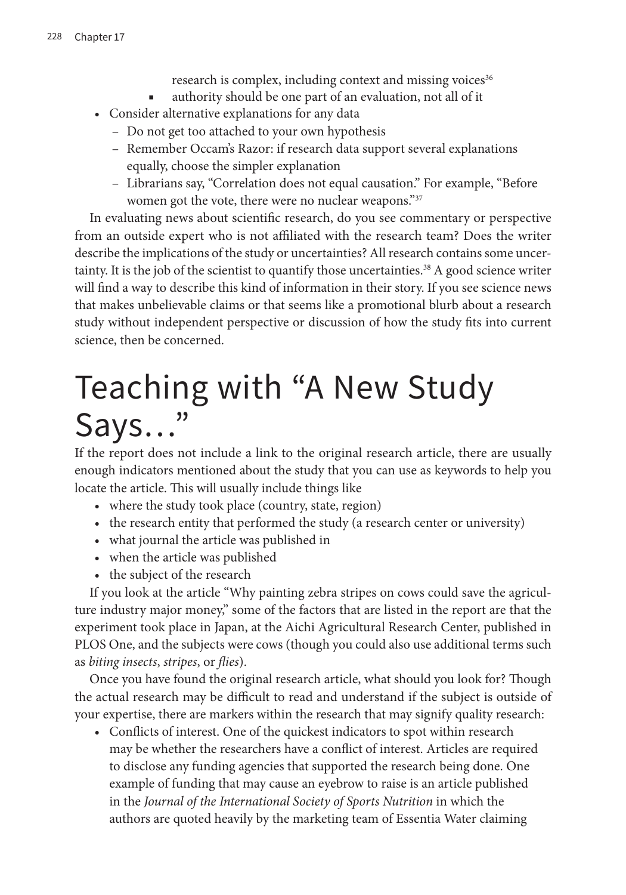research is complex, including context and missing voices[36]
    - authority should be one part of an evaluation, not all of it
- Consider alternative explanations for any data
    - Do not get too attached to your own hypothesis
    - Remember Occam's Razor: if research data support several explanations equally, choose the simpler explanation
    - Librarians say, "Correlation does not equal causation." For example, "Before women got the vote, there were no nuclear weapons."[37]

In evaluating news about scientific research, do you see commentary or perspective from an outside expert who is not affiliated with the research team? Does the writer describe the implications of the study or uncertainties? All research contains some uncertainty. It is the job of the scientist to quantify those uncertainties.[38] A good science writer will find a way to describe this kind of information in their story. If you see science news that makes unbelievable claims or that seems like a promotional blurb about a research study without independent perspective or discussion of how the study fits into current science, then be concerned.

# Teaching with "A New Study Says…"

If the report does not include a link to the original research article, there are usually enough indicators mentioned about the study that you can use as keywords to help you locate the article. This will usually include things like

- where the study took place (country, state, region)
- the research entity that performed the study (a research center or university)
- what journal the article was published in
- when the article was published
- the subject of the research

If you look at the article "Why painting zebra stripes on cows could save the agriculture industry major money," some of the factors that are listed in the report are that the experiment took place in Japan, at the Aichi Agricultural Research Center, published in PLOS One, and the subjects were cows (though you could also use additional terms such as *biting insects*, *stripes*, or *flies*).

Once you have found the original research article, what should you look for? Though the actual research may be difficult to read and understand if the subject is outside of your expertise, there are markers within the research that may signify quality research:

- Conflicts of interest. One of the quickest indicators to spot within research may be whether the researchers have a conflict of interest. Articles are required to disclose any funding agencies that supported the research being done. One example of funding that may cause an eyebrow to raise is an article published in the *Journal of the International Society of Sports Nutrition* in which the authors are quoted heavily by the marketing team of Essentia Water claiming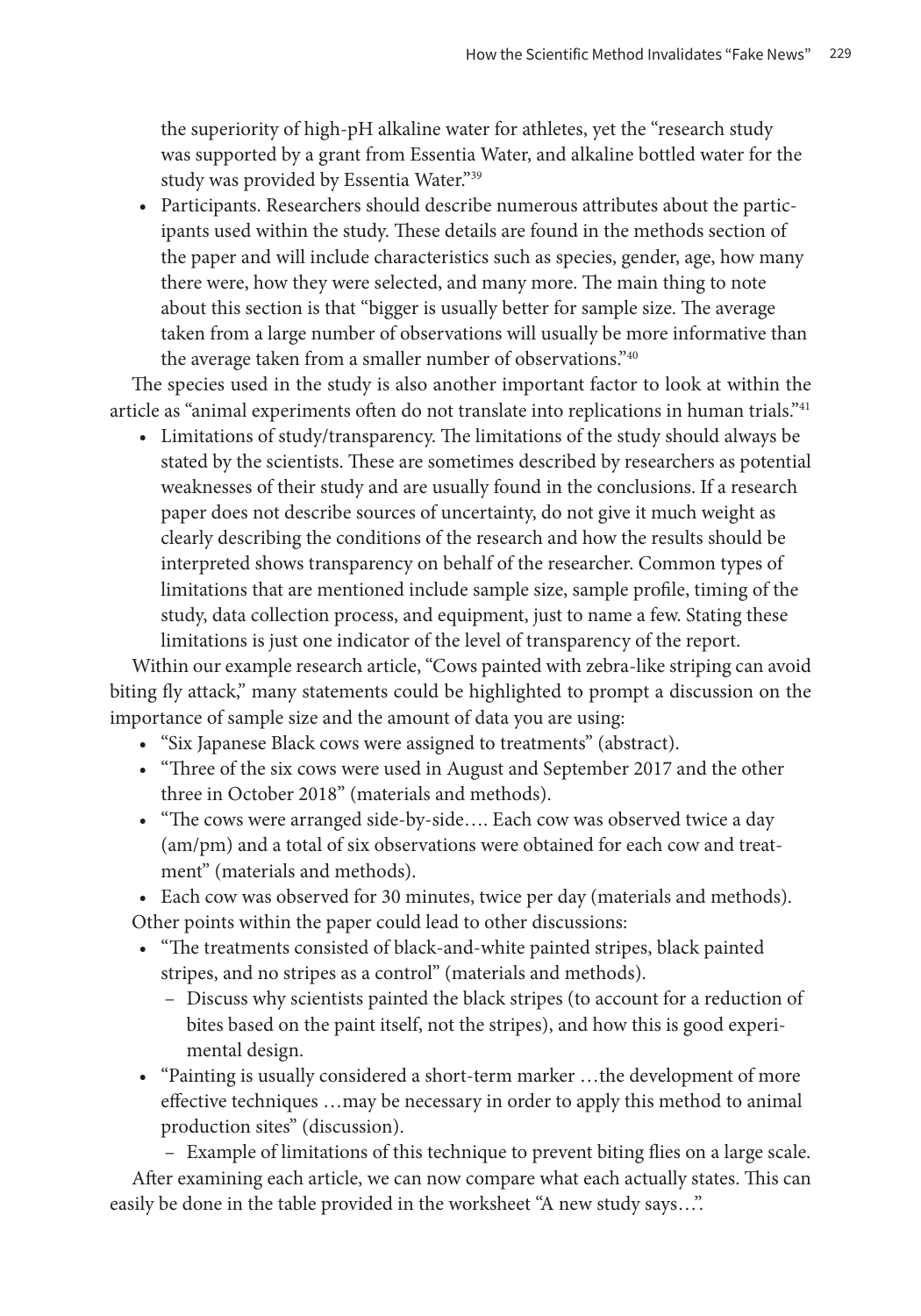the superiority of high-pH alkaline water for athletes, yet the "research study was supported by a grant from Essentia Water, and alkaline bottled water for the study was provided by Essentia Water."[39]

- Participants. Researchers should describe numerous attributes about the participants used within the study. These details are found in the methods section of the paper and will include characteristics such as species, gender, age, how many there were, how they were selected, and many more. The main thing to note about this section is that "bigger is usually better for sample size. The average taken from a large number of observations will usually be more informative than the average taken from a smaller number of observations."[40]

The species used in the study is also another important factor to look at within the article as "animal experiments often do not translate into replications in human trials."[41]

- Limitations of study/transparency. The limitations of the study should always be stated by the scientists. These are sometimes described by researchers as potential weaknesses of their study and are usually found in the conclusions. If a research paper does not describe sources of uncertainty, do not give it much weight as clearly describing the conditions of the research and how the results should be interpreted shows transparency on behalf of the researcher. Common types of limitations that are mentioned include sample size, sample profile, timing of the study, data collection process, and equipment, just to name a few. Stating these limitations is just one indicator of the level of transparency of the report.

Within our example research article, "Cows painted with zebra-like striping can avoid biting fly attack," many statements could be highlighted to prompt a discussion on the importance of sample size and the amount of data you are using:

- "Six Japanese Black cows were assigned to treatments" (abstract).
- "Three of the six cows were used in August and September 2017 and the other three in October 2018" (materials and methods).
- "The cows were arranged side-by-side…. Each cow was observed twice a day (am/pm) and a total of six observations were obtained for each cow and treatment" (materials and methods).
- Each cow was observed for 30 minutes, twice per day (materials and methods).

Other points within the paper could lead to other discussions:

- "The treatments consisted of black-and-white painted stripes, black painted stripes, and no stripes as a control" (materials and methods).
  - Discuss why scientists painted the black stripes (to account for a reduction of bites based on the paint itself, not the stripes), and how this is good experimental design.
- "Painting is usually considered a short-term marker …the development of more effective techniques …may be necessary in order to apply this method to animal production sites" (discussion).
  - Example of limitations of this technique to prevent biting flies on a large scale.

After examining each article, we can now compare what each actually states. This can easily be done in the table provided in the worksheet "A new study says…".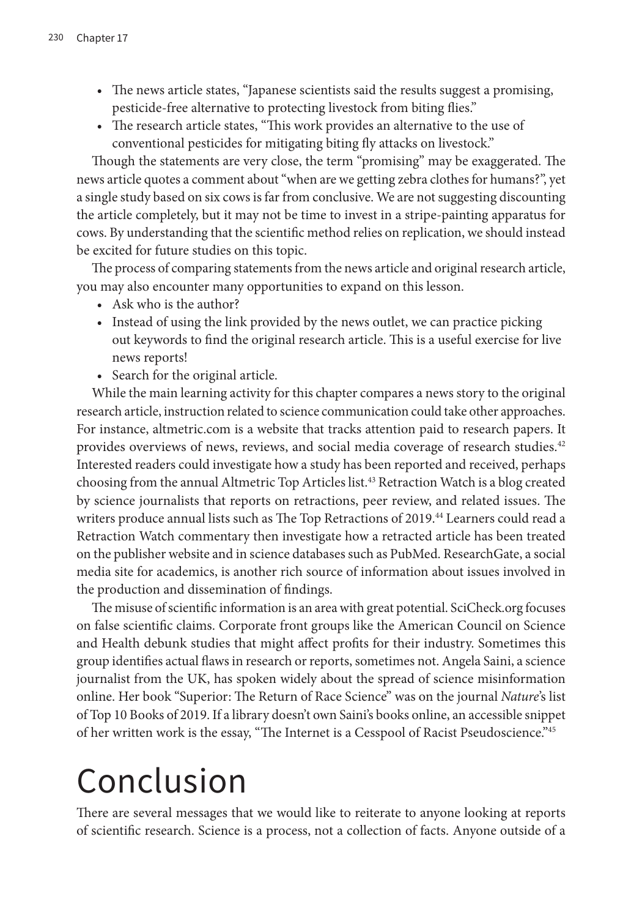- The news article states, "Japanese scientists said the results suggest a promising, pesticide-free alternative to protecting livestock from biting flies."
- The research article states, "This work provides an alternative to the use of conventional pesticides for mitigating biting fly attacks on livestock."

Though the statements are very close, the term "promising" may be exaggerated. The news article quotes a comment about "when are we getting zebra clothes for humans?", yet a single study based on six cows is far from conclusive. We are not suggesting discounting the article completely, but it may not be time to invest in a stripe-painting apparatus for cows. By understanding that the scientific method relies on replication, we should instead be excited for future studies on this topic.

The process of comparing statements from the news article and original research article, you may also encounter many opportunities to expand on this lesson.

- Ask who is the author?
- Instead of using the link provided by the news outlet, we can practice picking out keywords to find the original research article. This is a useful exercise for live news reports!
- Search for the original article.

While the main learning activity for this chapter compares a news story to the original research article, instruction related to science communication could take other approaches. For instance, altmetric.com is a website that tracks attention paid to research papers. It provides overviews of news, reviews, and social media coverage of research studies.[42] Interested readers could investigate how a study has been reported and received, perhaps choosing from the annual Altmetric Top Articles list.[43] Retraction Watch is a blog created by science journalists that reports on retractions, peer review, and related issues. The writers produce annual lists such as The Top Retractions of 2019.[44] Learners could read a Retraction Watch commentary then investigate how a retracted article has been treated on the publisher website and in science databases such as PubMed. ResearchGate, a social media site for academics, is another rich source of information about issues involved in the production and dissemination of findings.

The misuse of scientific information is an area with great potential. SciCheck.org focuses on false scientific claims. Corporate front groups like the American Council on Science and Health debunk studies that might affect profits for their industry. Sometimes this group identifies actual flaws in research or reports, sometimes not. Angela Saini, a science journalist from the UK, has spoken widely about the spread of science misinformation online. Her book "Superior: The Return of Race Science" was on the journal *Nature*'s list of Top 10 Books of 2019. If a library doesn't own Saini's books online, an accessible snippet of her written work is the essay, "The Internet is a Cesspool of Racist Pseudoscience."[45]

# Conclusion

There are several messages that we would like to reiterate to anyone looking at reports of scientific research. Science is a process, not a collection of facts. Anyone outside of a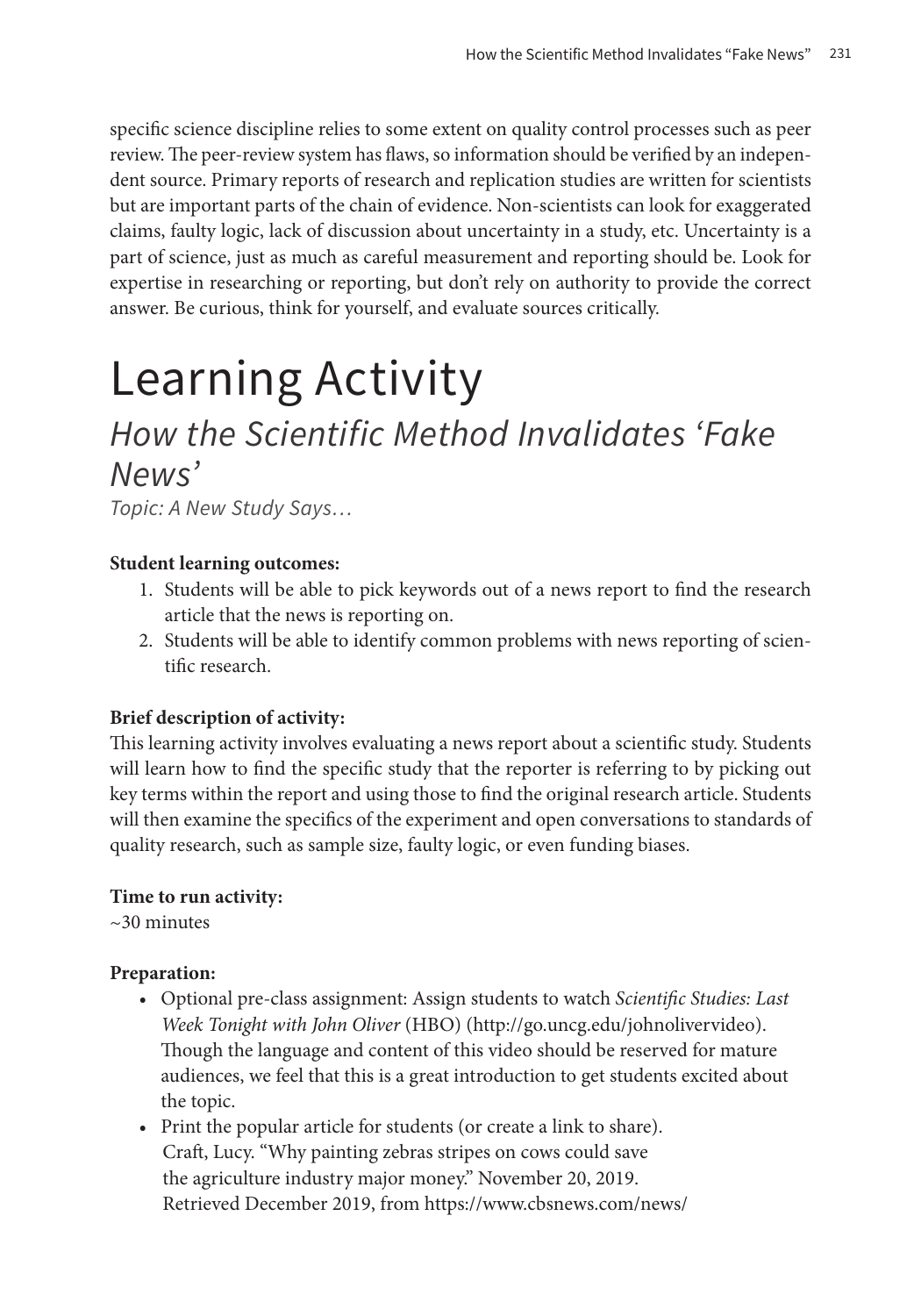specific science discipline relies to some extent on quality control processes such as peer review. The peer-review system has flaws, so information should be verified by an independent source. Primary reports of research and replication studies are written for scientists but are important parts of the chain of evidence. Non-scientists can look for exaggerated claims, faulty logic, lack of discussion about uncertainty in a study, etc. Uncertainty is a part of science, just as much as careful measurement and reporting should be. Look for expertise in researching or reporting, but don't rely on authority to provide the correct answer. Be curious, think for yourself, and evaluate sources critically.

# Learning Activity

## *How the Scientific Method Invalidates 'Fake News'*

*Topic: A New Study Says…*

**Student learning outcomes:**

1. Students will be able to pick keywords out of a news report to find the research article that the news is reporting on.
2. Students will be able to identify common problems with news reporting of scientific research.

**Brief description of activity:**

This learning activity involves evaluating a news report about a scientific study. Students will learn how to find the specific study that the reporter is referring to by picking out key terms within the report and using those to find the original research article. Students will then examine the specifics of the experiment and open conversations to standards of quality research, such as sample size, faulty logic, or even funding biases.

**Time to run activity:**

~30 minutes

**Preparation:**

- Optional pre-class assignment: Assign students to watch *Scientific Studies: Last Week Tonight with John Oliver* (HBO) (http://go.uncg.edu/johnolivervideo). Though the language and content of this video should be reserved for mature audiences, we feel that this is a great introduction to get students excited about the topic.
- Print the popular article for students (or create a link to share).
  Craft, Lucy. "Why painting zebras stripes on cows could save the agriculture industry major money." November 20, 2019. Retrieved December 2019, from https://www.cbsnews.com/news/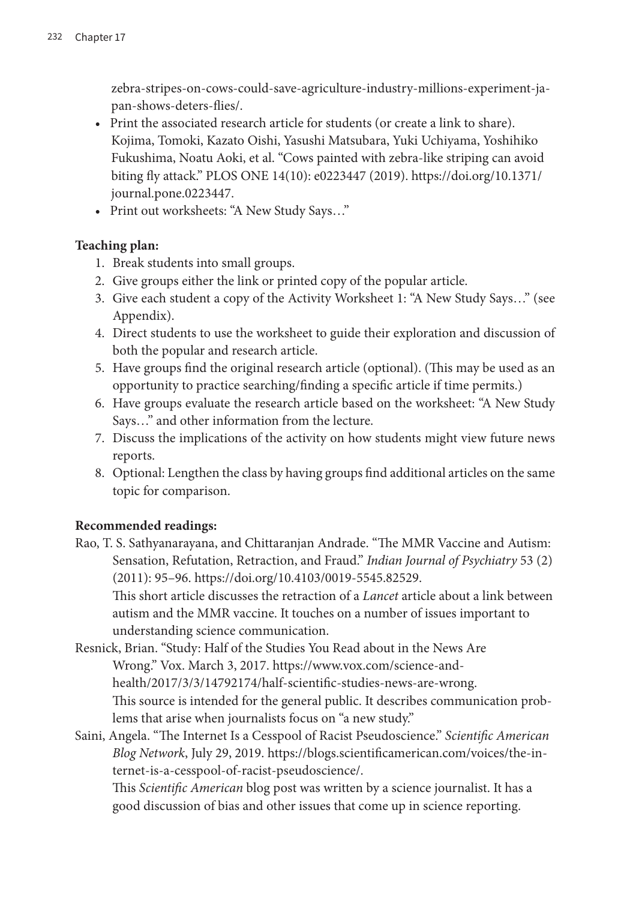zebra-stripes-on-cows-could-save-agriculture-industry-millions-experiment-japan-shows-deters-flies/.

- Print the associated research article for students (or create a link to share). Kojima, Tomoki, Kazato Oishi, Yasushi Matsubara, Yuki Uchiyama, Yoshihiko Fukushima, Noatu Aoki, et al. "Cows painted with zebra-like striping can avoid biting fly attack." PLOS ONE 14(10): e0223447 (2019). https://doi.org/10.1371/journal.pone.0223447.
- Print out worksheets: "A New Study Says…"

**Teaching plan:**

1. Break students into small groups.
2. Give groups either the link or printed copy of the popular article.
3. Give each student a copy of the Activity Worksheet 1: "A New Study Says…" (see Appendix).
4. Direct students to use the worksheet to guide their exploration and discussion of both the popular and research article.
5. Have groups find the original research article (optional). (This may be used as an opportunity to practice searching/finding a specific article if time permits.)
6. Have groups evaluate the research article based on the worksheet: "A New Study Says…" and other information from the lecture.
7. Discuss the implications of the activity on how students might view future news reports.
8. Optional: Lengthen the class by having groups find additional articles on the same topic for comparison.

**Recommended readings:**

Rao, T. S. Sathyanarayana, and Chittaranjan Andrade. "The MMR Vaccine and Autism: Sensation, Refutation, Retraction, and Fraud." *Indian Journal of Psychiatry* 53 (2) (2011): 95–96. https://doi.org/10.4103/0019-5545.82529.
This short article discusses the retraction of a *Lancet* article about a link between autism and the MMR vaccine. It touches on a number of issues important to understanding science communication.

Resnick, Brian. "Study: Half of the Studies You Read about in the News Are Wrong." Vox. March 3, 2017. https://www.vox.com/science-and-health/2017/3/3/14792174/half-scientific-studies-news-are-wrong.
This source is intended for the general public. It describes communication problems that arise when journalists focus on "a new study."

Saini, Angela. "The Internet Is a Cesspool of Racist Pseudoscience." *Scientific American Blog Network*, July 29, 2019. https://blogs.scientificamerican.com/voices/the-internet-is-a-cesspool-of-racist-pseudoscience/.
This *Scientific American* blog post was written by a science journalist. It has a good discussion of bias and other issues that come up in science reporting.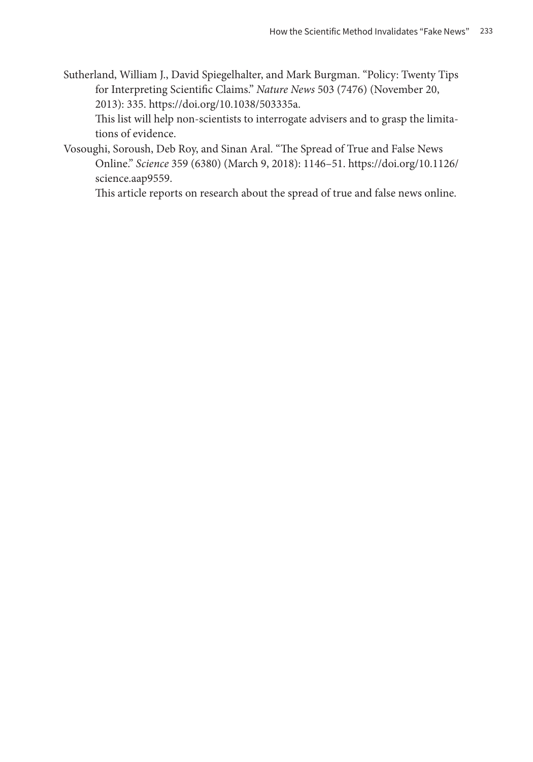Sutherland, William J., David Spiegelhalter, and Mark Burgman. "Policy: Twenty Tips for Interpreting Scientific Claims." *Nature News* 503 (7476) (November 20, 2013): 335. https://doi.org/10.1038/503335a.

This list will help non-scientists to interrogate advisers and to grasp the limitations of evidence.

Vosoughi, Soroush, Deb Roy, and Sinan Aral. "The Spread of True and False News Online." *Science* 359 (6380) (March 9, 2018): 1146–51. https://doi.org/10.1126/science.aap9559.

This article reports on research about the spread of true and false news online.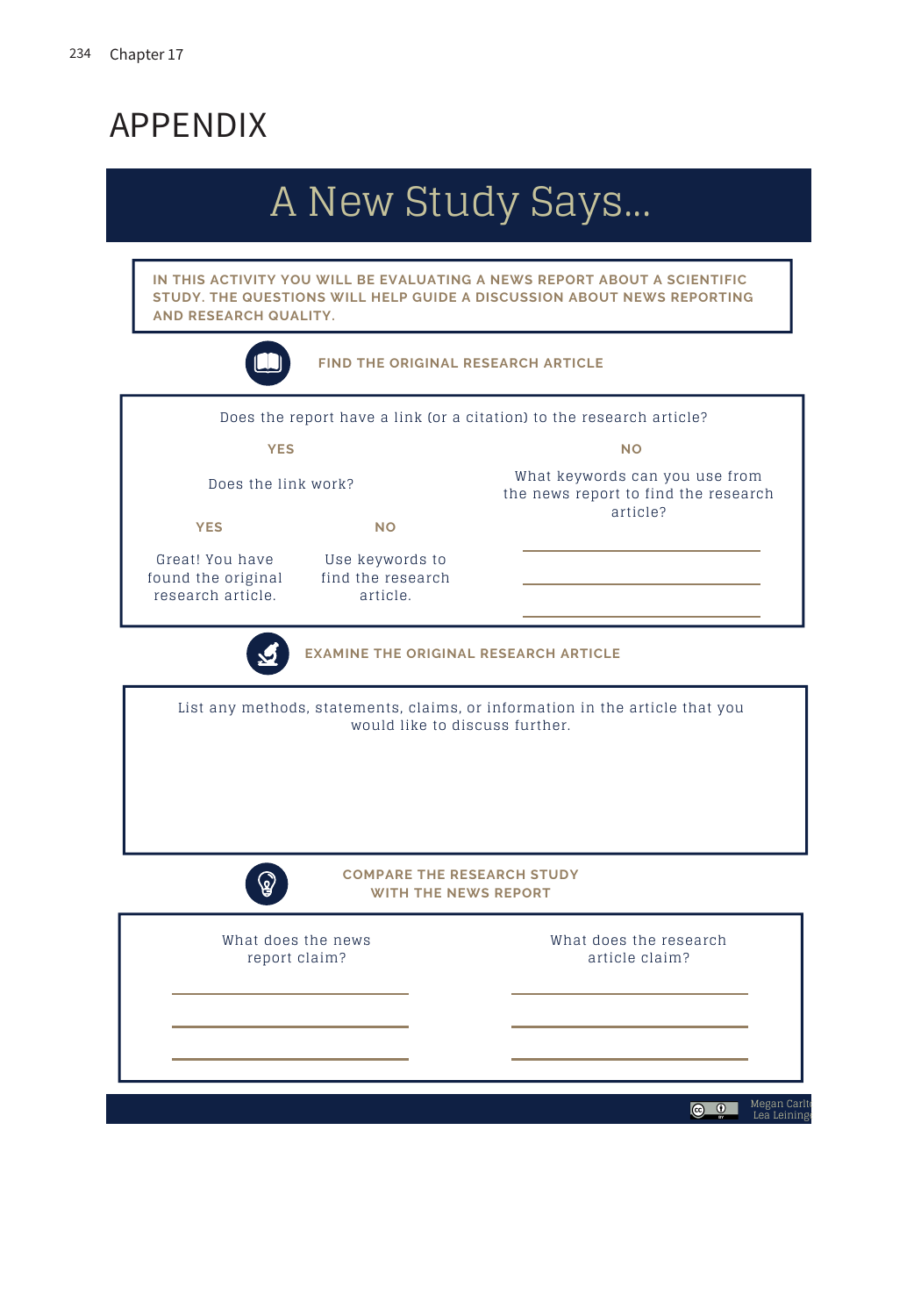# APPENDIX

## A New Study Says...

**IN THIS ACTIVITY YOU WILL BE EVALUATING A NEWS REPORT ABOUT A SCIENTIFIC STUDY. THE QUESTIONS WILL HELP GUIDE A DISCUSSION ABOUT NEWS REPORTING AND RESEARCH QUALITY.**

### FIND THE ORIGINAL RESEARCH ARTICLE

Does the report have a link (or a citation) to the research article?

**YES**

Does the link work?

- **YES** — Great! You have found the original research article.
- **NO** — Use keywords to find the research article.

**NO**

What keywords can you use from the news report to find the research article?

\_\_\_\_\_\_\_\_\_\_\_\_\_\_\_\_\_\_\_\_\_\_\_\_\_\_\_\_\_\_

\_\_\_\_\_\_\_\_\_\_\_\_\_\_\_\_\_\_\_\_\_\_\_\_\_\_\_\_\_\_

\_\_\_\_\_\_\_\_\_\_\_\_\_\_\_\_\_\_\_\_\_\_\_\_\_\_\_\_\_\_

### EXAMINE THE ORIGINAL RESEARCH ARTICLE

List any methods, statements, claims, or information in the article that you would like to discuss further.

### COMPARE THE RESEARCH STUDY WITH THE NEWS REPORT

| What does the news report claim? | What does the research article claim? |
| --- | --- |
| \_\_\_\_\_\_\_\_\_\_\_\_\_\_\_\_\_\_\_\_ | \_\_\_\_\_\_\_\_\_\_\_\_\_\_\_\_\_\_\_\_ |
| \_\_\_\_\_\_\_\_\_\_\_\_\_\_\_\_\_\_\_\_ | \_\_\_\_\_\_\_\_\_\_\_\_\_\_\_\_\_\_\_\_ |
| \_\_\_\_\_\_\_\_\_\_\_\_\_\_\_\_\_\_\_\_ | \_\_\_\_\_\_\_\_\_\_\_\_\_\_\_\_\_\_\_\_ |

Megan Carlt
Lea Leining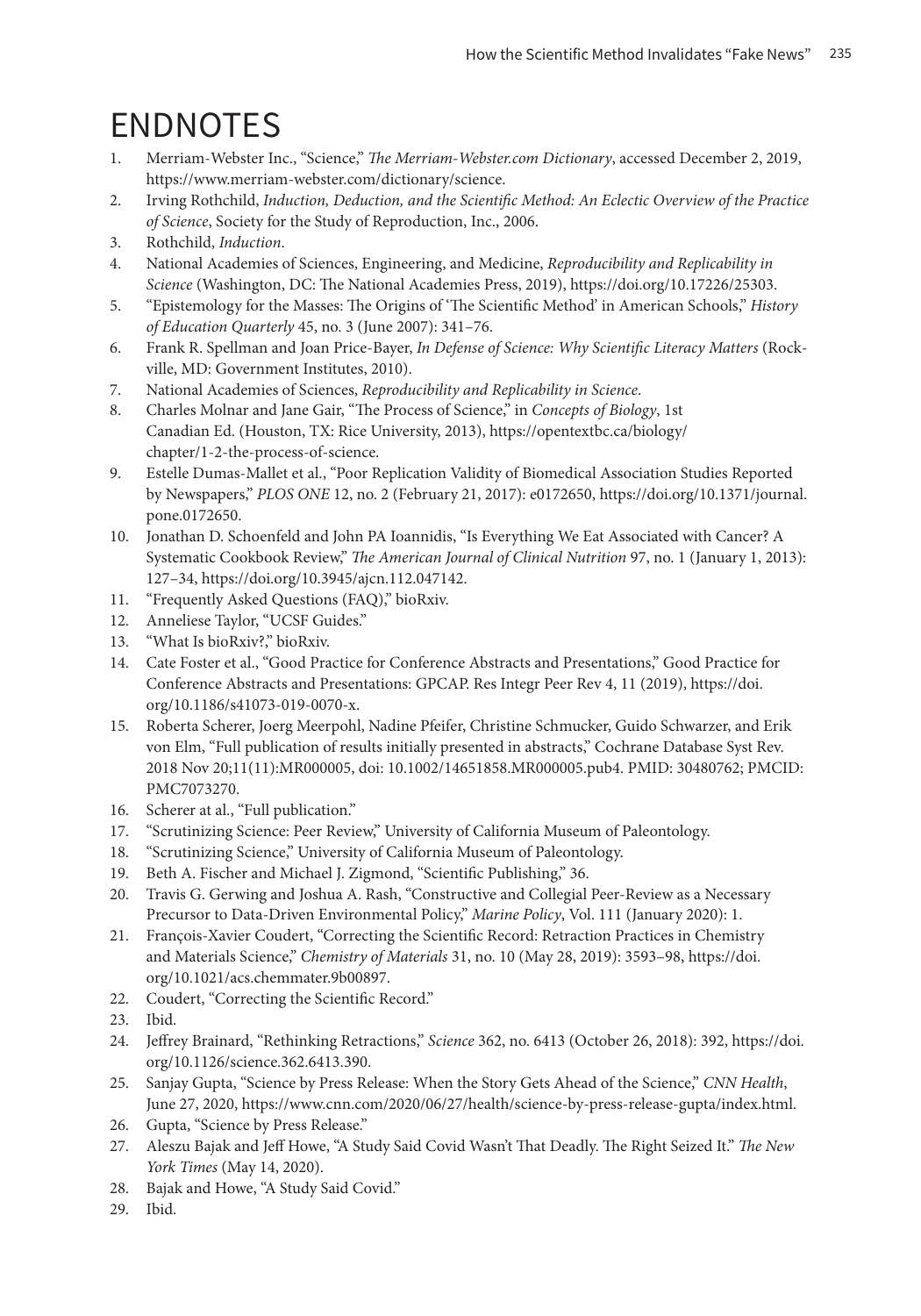# ENDNOTES

1. Merriam-Webster Inc., "Science," *The Merriam-Webster.com Dictionary*, accessed December 2, 2019, https://www.merriam-webster.com/dictionary/science.
2. Irving Rothchild, *Induction, Deduction, and the Scientific Method: An Eclectic Overview of the Practice of Science*, Society for the Study of Reproduction, Inc., 2006.
3. Rothchild, *Induction*.
4. National Academies of Sciences, Engineering, and Medicine, *Reproducibility and Replicability in Science* (Washington, DC: The National Academies Press, 2019), https://doi.org/10.17226/25303.
5. "Epistemology for the Masses: The Origins of 'The Scientific Method' in American Schools," *History of Education Quarterly* 45, no. 3 (June 2007): 341–76.
6. Frank R. Spellman and Joan Price-Bayer, *In Defense of Science: Why Scientific Literacy Matters* (Rockville, MD: Government Institutes, 2010).
7. National Academies of Sciences, *Reproducibility and Replicability in Science*.
8. Charles Molnar and Jane Gair, "The Process of Science," in *Concepts of Biology*, 1st Canadian Ed. (Houston, TX: Rice University, 2013), https://opentextbc.ca/biology/chapter/1-2-the-process-of-science.
9. Estelle Dumas-Mallet et al., "Poor Replication Validity of Biomedical Association Studies Reported by Newspapers," *PLOS ONE* 12, no. 2 (February 21, 2017): e0172650, https://doi.org/10.1371/journal.pone.0172650.
10. Jonathan D. Schoenfeld and John PA Ioannidis, "Is Everything We Eat Associated with Cancer? A Systematic Cookbook Review," *The American Journal of Clinical Nutrition* 97, no. 1 (January 1, 2013): 127–34, https://doi.org/10.3945/ajcn.112.047142.
11. "Frequently Asked Questions (FAQ)," bioRxiv.
12. Anneliese Taylor, "UCSF Guides."
13. "What Is bioRxiv?," bioRxiv.
14. Cate Foster et al., "Good Practice for Conference Abstracts and Presentations," Good Practice for Conference Abstracts and Presentations: GPCAP. Res Integr Peer Rev 4, 11 (2019), https://doi.org/10.1186/s41073-019-0070-x.
15. Roberta Scherer, Joerg Meerpohl, Nadine Pfeifer, Christine Schmucker, Guido Schwarzer, and Erik von Elm, "Full publication of results initially presented in abstracts," Cochrane Database Syst Rev. 2018 Nov 20;11(11):MR000005, doi: 10.1002/14651858.MR000005.pub4. PMID: 30480762; PMCID: PMC7073270.
16. Scherer at al., "Full publication."
17. "Scrutinizing Science: Peer Review," University of California Museum of Paleontology.
18. "Scrutinizing Science," University of California Museum of Paleontology.
19. Beth A. Fischer and Michael J. Zigmond, "Scientific Publishing," 36.
20. Travis G. Gerwing and Joshua A. Rash, "Constructive and Collegial Peer-Review as a Necessary Precursor to Data-Driven Environmental Policy," *Marine Policy*, Vol. 111 (January 2020): 1.
21. François-Xavier Coudert, "Correcting the Scientific Record: Retraction Practices in Chemistry and Materials Science," *Chemistry of Materials* 31, no. 10 (May 28, 2019): 3593–98, https://doi.org/10.1021/acs.chemmater.9b00897.
22. Coudert, "Correcting the Scientific Record."
23. Ibid.
24. Jeffrey Brainard, "Rethinking Retractions," *Science* 362, no. 6413 (October 26, 2018): 392, https://doi.org/10.1126/science.362.6413.390.
25. Sanjay Gupta, "Science by Press Release: When the Story Gets Ahead of the Science," *CNN Health*, June 27, 2020, https://www.cnn.com/2020/06/27/health/science-by-press-release-gupta/index.html.
26. Gupta, "Science by Press Release."
27. Aleszu Bajak and Jeff Howe, "A Study Said Covid Wasn't That Deadly. The Right Seized It." *The New York Times* (May 14, 2020).
28. Bajak and Howe, "A Study Said Covid."
29. Ibid.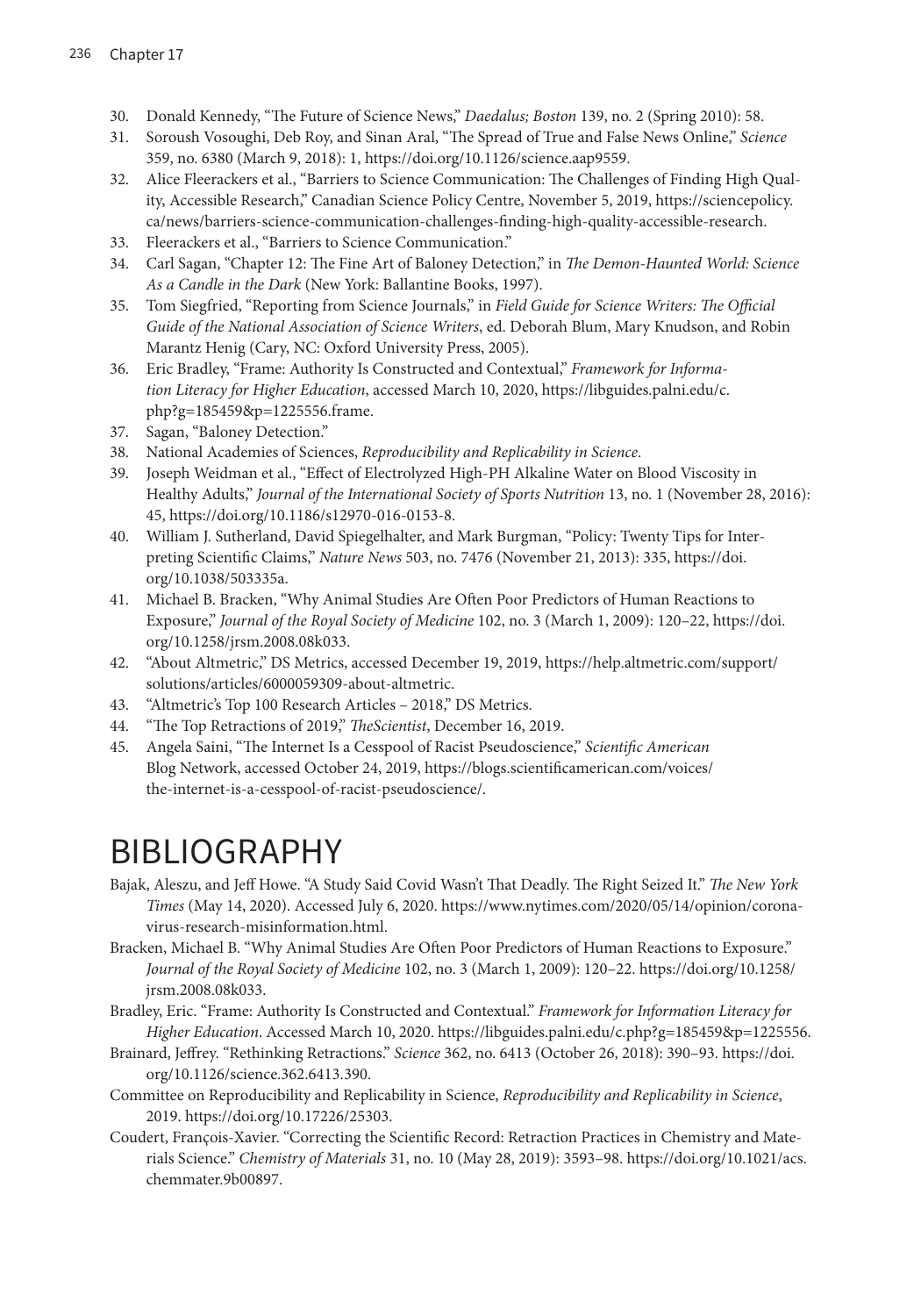30. Donald Kennedy, "The Future of Science News," *Daedalus; Boston* 139, no. 2 (Spring 2010): 58.
31. Soroush Vosoughi, Deb Roy, and Sinan Aral, "The Spread of True and False News Online," *Science* 359, no. 6380 (March 9, 2018): 1, https://doi.org/10.1126/science.aap9559.
32. Alice Fleerackers et al., "Barriers to Science Communication: The Challenges of Finding High Quality, Accessible Research," Canadian Science Policy Centre, November 5, 2019, https://sciencepolicy.ca/news/barriers-science-communication-challenges-finding-high-quality-accessible-research.
33. Fleerackers et al., "Barriers to Science Communication."
34. Carl Sagan, "Chapter 12: The Fine Art of Baloney Detection," in *The Demon-Haunted World: Science As a Candle in the Dark* (New York: Ballantine Books, 1997).
35. Tom Siegfried, "Reporting from Science Journals," in *Field Guide for Science Writers: The Official Guide of the National Association of Science Writers*, ed. Deborah Blum, Mary Knudson, and Robin Marantz Henig (Cary, NC: Oxford University Press, 2005).
36. Eric Bradley, "Frame: Authority Is Constructed and Contextual," *Framework for Information Literacy for Higher Education*, accessed March 10, 2020, https://libguides.palni.edu/c.php?g=185459&p=1225556.frame.
37. Sagan, "Baloney Detection."
38. National Academies of Sciences, *Reproducibility and Replicability in Science*.
39. Joseph Weidman et al., "Effect of Electrolyzed High-PH Alkaline Water on Blood Viscosity in Healthy Adults," *Journal of the International Society of Sports Nutrition* 13, no. 1 (November 28, 2016): 45, https://doi.org/10.1186/s12970-016-0153-8.
40. William J. Sutherland, David Spiegelhalter, and Mark Burgman, "Policy: Twenty Tips for Interpreting Scientific Claims," *Nature News* 503, no. 7476 (November 21, 2013): 335, https://doi.org/10.1038/503335a.
41. Michael B. Bracken, "Why Animal Studies Are Often Poor Predictors of Human Reactions to Exposure," *Journal of the Royal Society of Medicine* 102, no. 3 (March 1, 2009): 120–22, https://doi.org/10.1258/jrsm.2008.08k033.
42. "About Altmetric," DS Metrics, accessed December 19, 2019, https://help.altmetric.com/support/solutions/articles/6000059309-about-altmetric.
43. "Altmetric's Top 100 Research Articles – 2018," DS Metrics.
44. "The Top Retractions of 2019," *TheScientist*, December 16, 2019.
45. Angela Saini, "The Internet Is a Cesspool of Racist Pseudoscience," *Scientific American* Blog Network, accessed October 24, 2019, https://blogs.scientificamerican.com/voices/the-internet-is-a-cesspool-of-racist-pseudoscience/.

# BIBLIOGRAPHY

Bajak, Aleszu, and Jeff Howe. "A Study Said Covid Wasn't That Deadly. The Right Seized It." *The New York Times* (May 14, 2020). Accessed July 6, 2020. https://www.nytimes.com/2020/05/14/opinion/coronavirus-research-misinformation.html.

Bracken, Michael B. "Why Animal Studies Are Often Poor Predictors of Human Reactions to Exposure." *Journal of the Royal Society of Medicine* 102, no. 3 (March 1, 2009): 120–22. https://doi.org/10.1258/jrsm.2008.08k033.

Bradley, Eric. "Frame: Authority Is Constructed and Contextual." *Framework for Information Literacy for Higher Education*. Accessed March 10, 2020. https://libguides.palni.edu/c.php?g=185459&p=1225556.

Brainard, Jeffrey. "Rethinking Retractions." *Science* 362, no. 6413 (October 26, 2018): 390–93. https://doi.org/10.1126/science.362.6413.390.

Committee on Reproducibility and Replicability in Science, *Reproducibility and Replicability in Science*, 2019. https://doi.org/10.17226/25303.

Coudert, François-Xavier. "Correcting the Scientific Record: Retraction Practices in Chemistry and Materials Science." *Chemistry of Materials* 31, no. 10 (May 28, 2019): 3593–98. https://doi.org/10.1021/acs.chemmater.9b00897.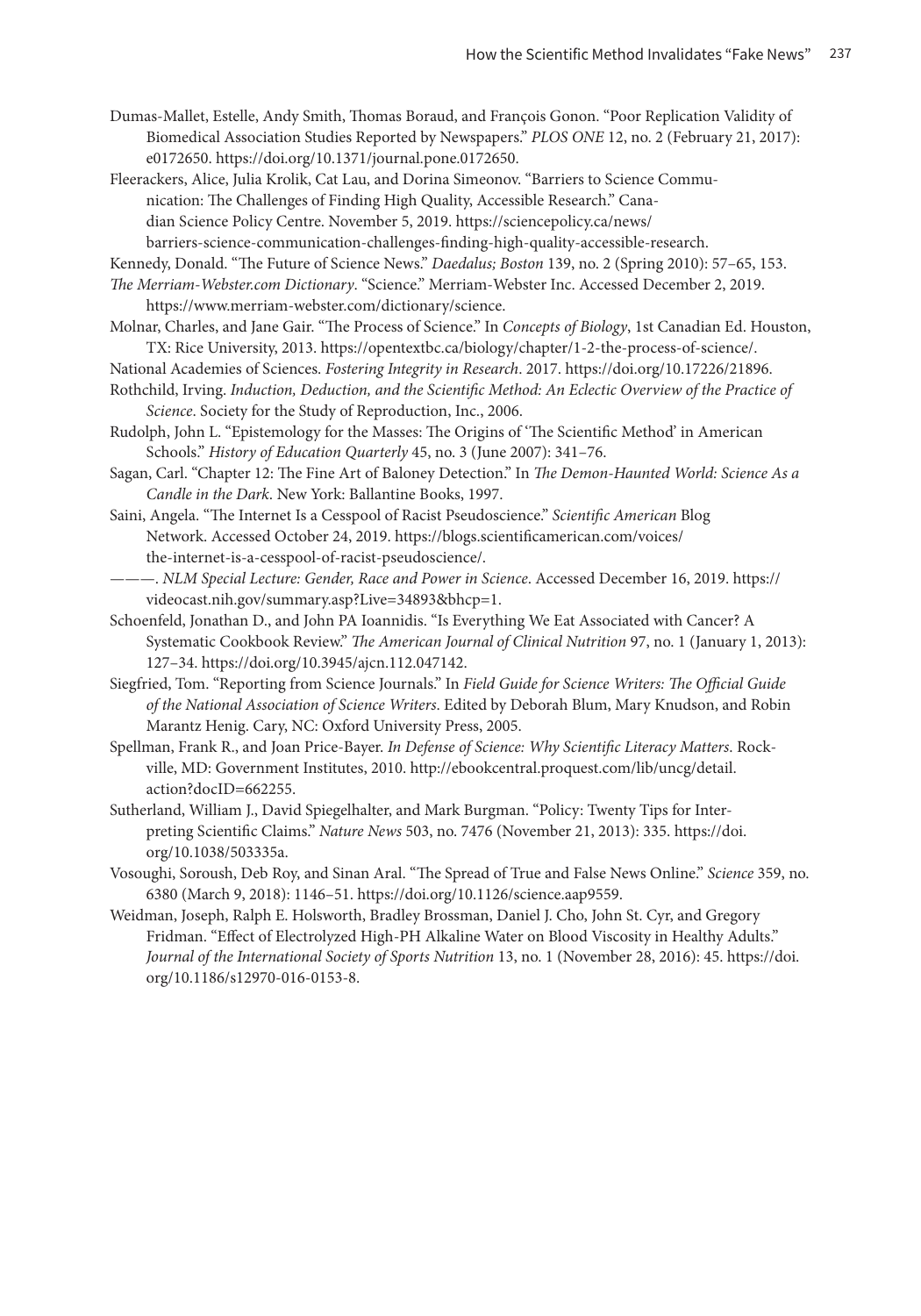Dumas-Mallet, Estelle, Andy Smith, Thomas Boraud, and François Gonon. "Poor Replication Validity of Biomedical Association Studies Reported by Newspapers." *PLOS ONE* 12, no. 2 (February 21, 2017): e0172650. https://doi.org/10.1371/journal.pone.0172650.

Fleerackers, Alice, Julia Krolik, Cat Lau, and Dorina Simeonov. "Barriers to Science Communication: The Challenges of Finding High Quality, Accessible Research." Canadian Science Policy Centre. November 5, 2019. https://sciencepolicy.ca/news/barriers-science-communication-challenges-finding-high-quality-accessible-research.

Kennedy, Donald. "The Future of Science News." *Daedalus; Boston* 139, no. 2 (Spring 2010): 57–65, 153.

*The Merriam-Webster.com Dictionary*. "Science." Merriam-Webster Inc. Accessed December 2, 2019. https://www.merriam-webster.com/dictionary/science.

Molnar, Charles, and Jane Gair. "The Process of Science." In *Concepts of Biology*, 1st Canadian Ed. Houston, TX: Rice University, 2013. https://opentextbc.ca/biology/chapter/1-2-the-process-of-science/.

National Academies of Sciences. *Fostering Integrity in Research*. 2017. https://doi.org/10.17226/21896.

Rothchild, Irving. *Induction, Deduction, and the Scientific Method: An Eclectic Overview of the Practice of Science*. Society for the Study of Reproduction, Inc., 2006.

Rudolph, John L. "Epistemology for the Masses: The Origins of 'The Scientific Method' in American Schools." *History of Education Quarterly* 45, no. 3 (June 2007): 341–76.

Sagan, Carl. "Chapter 12: The Fine Art of Baloney Detection." In *The Demon-Haunted World: Science As a Candle in the Dark*. New York: Ballantine Books, 1997.

Saini, Angela. "The Internet Is a Cesspool of Racist Pseudoscience." *Scientific American* Blog Network. Accessed October 24, 2019. https://blogs.scientificamerican.com/voices/the-internet-is-a-cesspool-of-racist-pseudoscience/.

———. *NLM Special Lecture: Gender, Race and Power in Science*. Accessed December 16, 2019. https://videocast.nih.gov/summary.asp?Live=34893&bhcp=1.

Schoenfeld, Jonathan D., and John PA Ioannidis. "Is Everything We Eat Associated with Cancer? A Systematic Cookbook Review." *The American Journal of Clinical Nutrition* 97, no. 1 (January 1, 2013): 127–34. https://doi.org/10.3945/ajcn.112.047142.

Siegfried, Tom. "Reporting from Science Journals." In *Field Guide for Science Writers: The Official Guide of the National Association of Science Writers*. Edited by Deborah Blum, Mary Knudson, and Robin Marantz Henig. Cary, NC: Oxford University Press, 2005.

Spellman, Frank R., and Joan Price-Bayer. *In Defense of Science: Why Scientific Literacy Matters*. Rockville, MD: Government Institutes, 2010. http://ebookcentral.proquest.com/lib/uncg/detail.action?docID=662255.

Sutherland, William J., David Spiegelhalter, and Mark Burgman. "Policy: Twenty Tips for Interpreting Scientific Claims." *Nature News* 503, no. 7476 (November 21, 2013): 335. https://doi.org/10.1038/503335a.

Vosoughi, Soroush, Deb Roy, and Sinan Aral. "The Spread of True and False News Online." *Science* 359, no. 6380 (March 9, 2018): 1146–51. https://doi.org/10.1126/science.aap9559.

Weidman, Joseph, Ralph E. Holsworth, Bradley Brossman, Daniel J. Cho, John St. Cyr, and Gregory Fridman. "Effect of Electrolyzed High-PH Alkaline Water on Blood Viscosity in Healthy Adults." *Journal of the International Society of Sports Nutrition* 13, no. 1 (November 28, 2016): 45. https://doi.org/10.1186/s12970-016-0153-8.